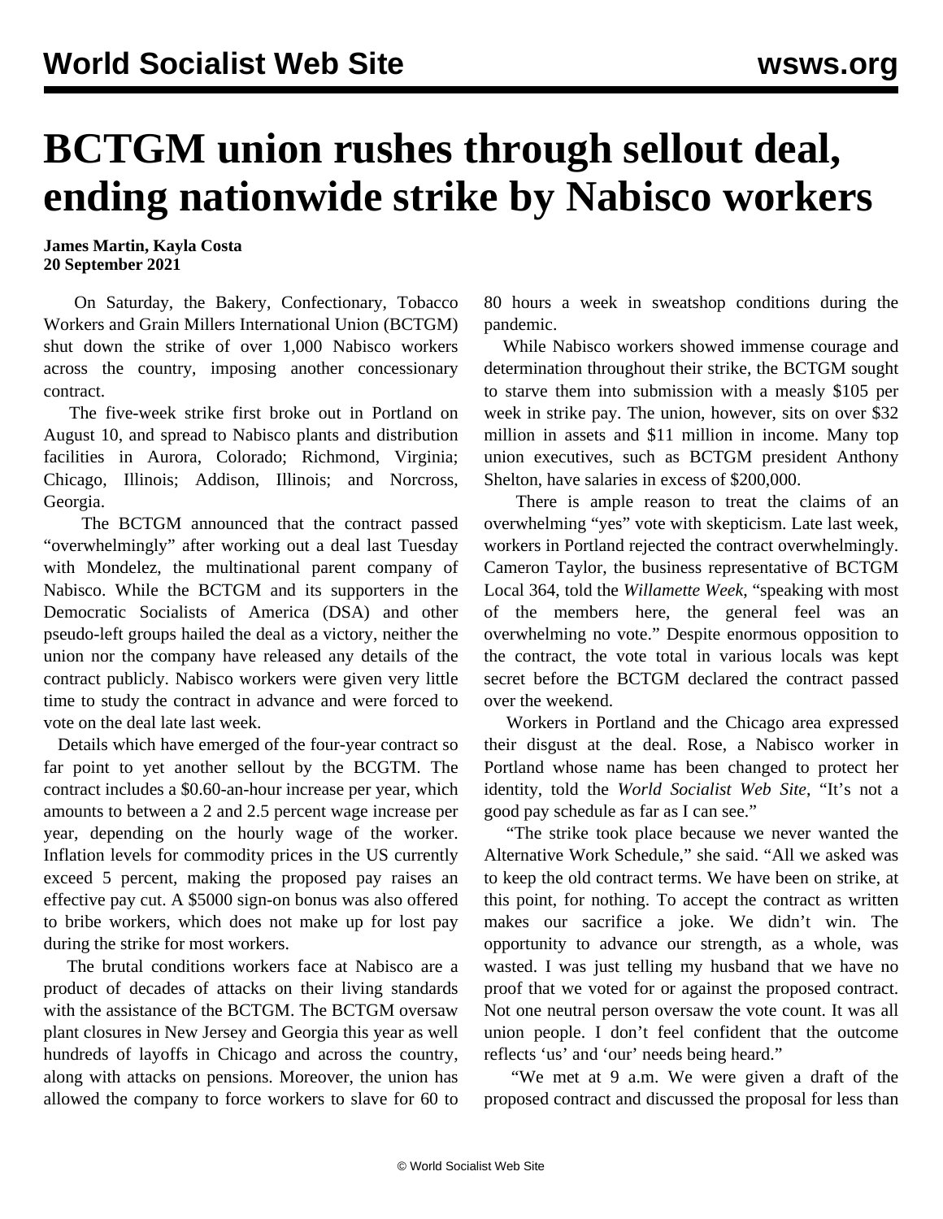# BCTGM union rushes through sellout deal, ending nationwide strike by Nabisco workers

**James Martin, Kayla Costa**
**20 September 2021**

On Saturday, the Bakery, Confectionary, Tobacco Workers and Grain Millers International Union (BCTGM) shut down the strike of over 1,000 Nabisco workers across the country, imposing another concessionary contract.

The five-week strike first broke out in Portland on August 10, and spread to Nabisco plants and distribution facilities in Aurora, Colorado; Richmond, Virginia; Chicago, Illinois; Addison, Illinois; and Norcross, Georgia.

The BCTGM announced that the contract passed "overwhelmingly" after working out a deal last Tuesday with Mondelez, the multinational parent company of Nabisco. While the BCTGM and its supporters in the Democratic Socialists of America (DSA) and other pseudo-left groups hailed the deal as a victory, neither the union nor the company have released any details of the contract publicly. Nabisco workers were given very little time to study the contract in advance and were forced to vote on the deal late last week.

Details which have emerged of the four-year contract so far point to yet another sellout by the BCGTM. The contract includes a $0.60-an-hour increase per year, which amounts to between a 2 and 2.5 percent wage increase per year, depending on the hourly wage of the worker. Inflation levels for commodity prices in the US currently exceed 5 percent, making the proposed pay raises an effective pay cut. A $5000 sign-on bonus was also offered to bribe workers, which does not make up for lost pay during the strike for most workers.

The brutal conditions workers face at Nabisco are a product of decades of attacks on their living standards with the assistance of the BCTGM. The BCTGM oversaw plant closures in New Jersey and Georgia this year as well hundreds of layoffs in Chicago and across the country, along with attacks on pensions. Moreover, the union has allowed the company to force workers to slave for 60 to 80 hours a week in sweatshop conditions during the pandemic.

While Nabisco workers showed immense courage and determination throughout their strike, the BCTGM sought to starve them into submission with a measly $105 per week in strike pay. The union, however, sits on over $32 million in assets and $11 million in income. Many top union executives, such as BCTGM president Anthony Shelton, have salaries in excess of $200,000.

There is ample reason to treat the claims of an overwhelming "yes" vote with skepticism. Late last week, workers in Portland rejected the contract overwhelmingly. Cameron Taylor, the business representative of BCTGM Local 364, told the *Willamette Week*, "speaking with most of the members here, the general feel was an overwhelming no vote." Despite enormous opposition to the contract, the vote total in various locals was kept secret before the BCTGM declared the contract passed over the weekend.

Workers in Portland and the Chicago area expressed their disgust at the deal. Rose, a Nabisco worker in Portland whose name has been changed to protect her identity, told the *World Socialist Web Site*, "It's not a good pay schedule as far as I can see."

"The strike took place because we never wanted the Alternative Work Schedule," she said. "All we asked was to keep the old contract terms. We have been on strike, at this point, for nothing. To accept the contract as written makes our sacrifice a joke. We didn't win. The opportunity to advance our strength, as a whole, was wasted. I was just telling my husband that we have no proof that we voted for or against the proposed contract. Not one neutral person oversaw the vote count. It was all union people. I don't feel confident that the outcome reflects 'us' and 'our' needs being heard."

"We met at 9 a.m. We were given a draft of the proposed contract and discussed the proposal for less than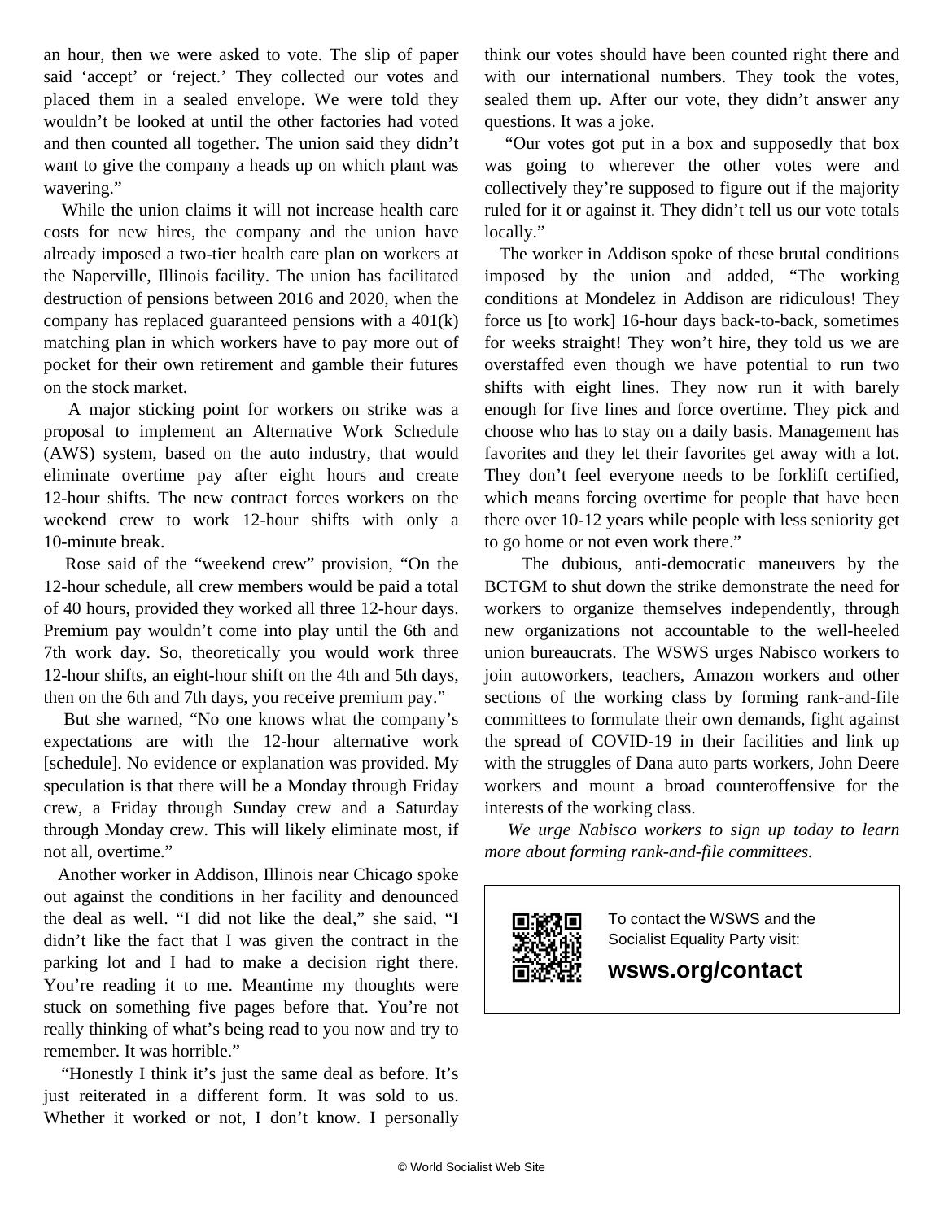an hour, then we were asked to vote. The slip of paper said 'accept' or 'reject.' They collected our votes and placed them in a sealed envelope. We were told they wouldn't be looked at until the other factories had voted and then counted all together. The union said they didn't want to give the company a heads up on which plant was wavering."

While the union claims it will not increase health care costs for new hires, the company and the union have already imposed a two-tier health care plan on workers at the Naperville, Illinois facility. The union has facilitated destruction of pensions between 2016 and 2020, when the company has replaced guaranteed pensions with a 401(k) matching plan in which workers have to pay more out of pocket for their own retirement and gamble their futures on the stock market.

A major sticking point for workers on strike was a proposal to implement an Alternative Work Schedule (AWS) system, based on the auto industry, that would eliminate overtime pay after eight hours and create 12-hour shifts. The new contract forces workers on the weekend crew to work 12-hour shifts with only a 10-minute break.

Rose said of the "weekend crew" provision, "On the 12-hour schedule, all crew members would be paid a total of 40 hours, provided they worked all three 12-hour days. Premium pay wouldn't come into play until the 6th and 7th work day. So, theoretically you would work three 12-hour shifts, an eight-hour shift on the 4th and 5th days, then on the 6th and 7th days, you receive premium pay."

But she warned, "No one knows what the company's expectations are with the 12-hour alternative work [schedule]. No evidence or explanation was provided. My speculation is that there will be a Monday through Friday crew, a Friday through Sunday crew and a Saturday through Monday crew. This will likely eliminate most, if not all, overtime."

Another worker in Addison, Illinois near Chicago spoke out against the conditions in her facility and denounced the deal as well. "I did not like the deal," she said, "I didn't like the fact that I was given the contract in the parking lot and I had to make a decision right there. You're reading it to me. Meantime my thoughts were stuck on something five pages before that. You're not really thinking of what's being read to you now and try to remember. It was horrible."

"Honestly I think it's just the same deal as before. It's just reiterated in a different form. It was sold to us. Whether it worked or not, I don't know. I personally think our votes should have been counted right there and with our international numbers. They took the votes, sealed them up. After our vote, they didn't answer any questions. It was a joke.

"Our votes got put in a box and supposedly that box was going to wherever the other votes were and collectively they're supposed to figure out if the majority ruled for it or against it. They didn't tell us our vote totals locally."

The worker in Addison spoke of these brutal conditions imposed by the union and added, "The working conditions at Mondelez in Addison are ridiculous! They force us [to work] 16-hour days back-to-back, sometimes for weeks straight! They won't hire, they told us we are overstaffed even though we have potential to run two shifts with eight lines. They now run it with barely enough for five lines and force overtime. They pick and choose who has to stay on a daily basis. Management has favorites and they let their favorites get away with a lot. They don't feel everyone needs to be forklift certified, which means forcing overtime for people that have been there over 10-12 years while people with less seniority get to go home or not even work there."

The dubious, anti-democratic maneuvers by the BCTGM to shut down the strike demonstrate the need for workers to organize themselves independently, through new organizations not accountable to the well-heeled union bureaucrats. The WSWS urges Nabisco workers to join autoworkers, teachers, Amazon workers and other sections of the working class by forming rank-and-file committees to formulate their own demands, fight against the spread of COVID-19 in their facilities and link up with the struggles of Dana auto parts workers, John Deere workers and mount a broad counteroffensive for the interests of the working class.

*We urge Nabisco workers to sign up today to learn more about forming rank-and-file committees.*

To contact the WSWS and the Socialist Equality Party visit:

**wsws.org/contact**